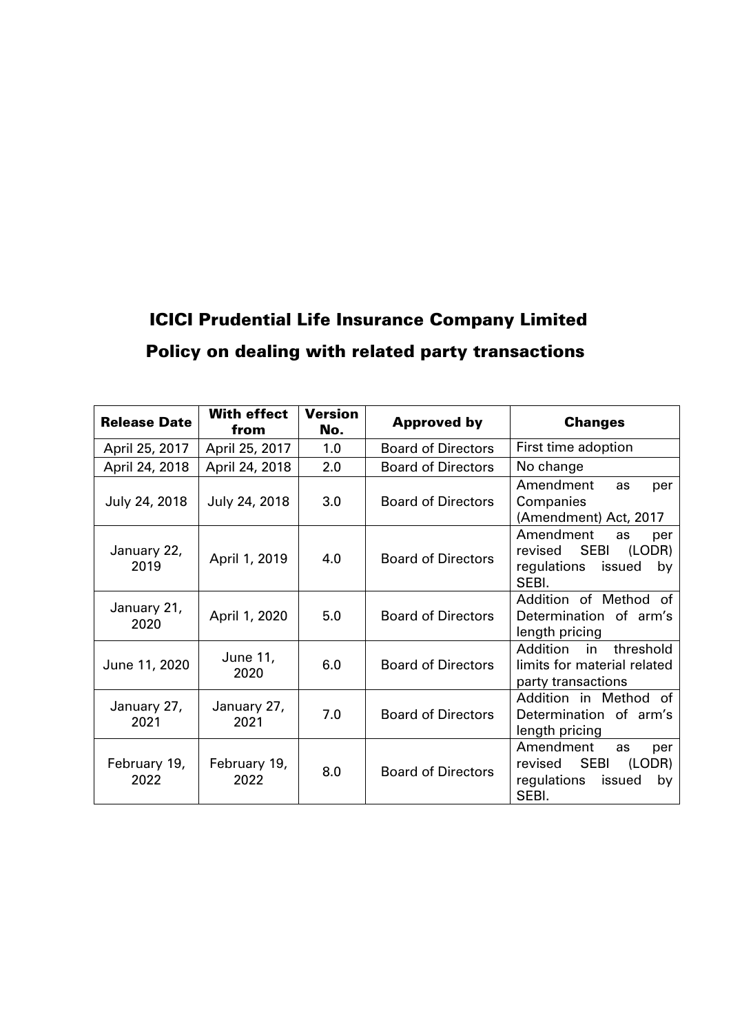# ICICI Prudential Life Insurance Company Limited

# Policy on dealing with related party transactions

| Release Date | With effect from | Version No. | Approved by | Changes |
|---|---|---|---|---|
| April 25, 2017 | April 25, 2017 | 1.0 | Board of Directors | First time adoption |
| April 24, 2018 | April 24, 2018 | 2.0 | Board of Directors | No change |
| July 24, 2018 | July 24, 2018 | 3.0 | Board of Directors | Amendment as per Companies (Amendment) Act, 2017 |
| January 22, 2019 | April 1, 2019 | 4.0 | Board of Directors | Amendment as per revised SEBI (LODR) regulations issued by SEBI. |
| January 21, 2020 | April 1, 2020 | 5.0 | Board of Directors | Addition of Method of Determination of arm's length pricing |
| June 11, 2020 | June 11, 2020 | 6.0 | Board of Directors | Addition in threshold limits for material related party transactions |
| January 27, 2021 | January 27, 2021 | 7.0 | Board of Directors | Addition in Method of Determination of arm's length pricing |
| February 19, 2022 | February 19, 2022 | 8.0 | Board of Directors | Amendment as per revised SEBI (LODR) regulations issued by SEBI. |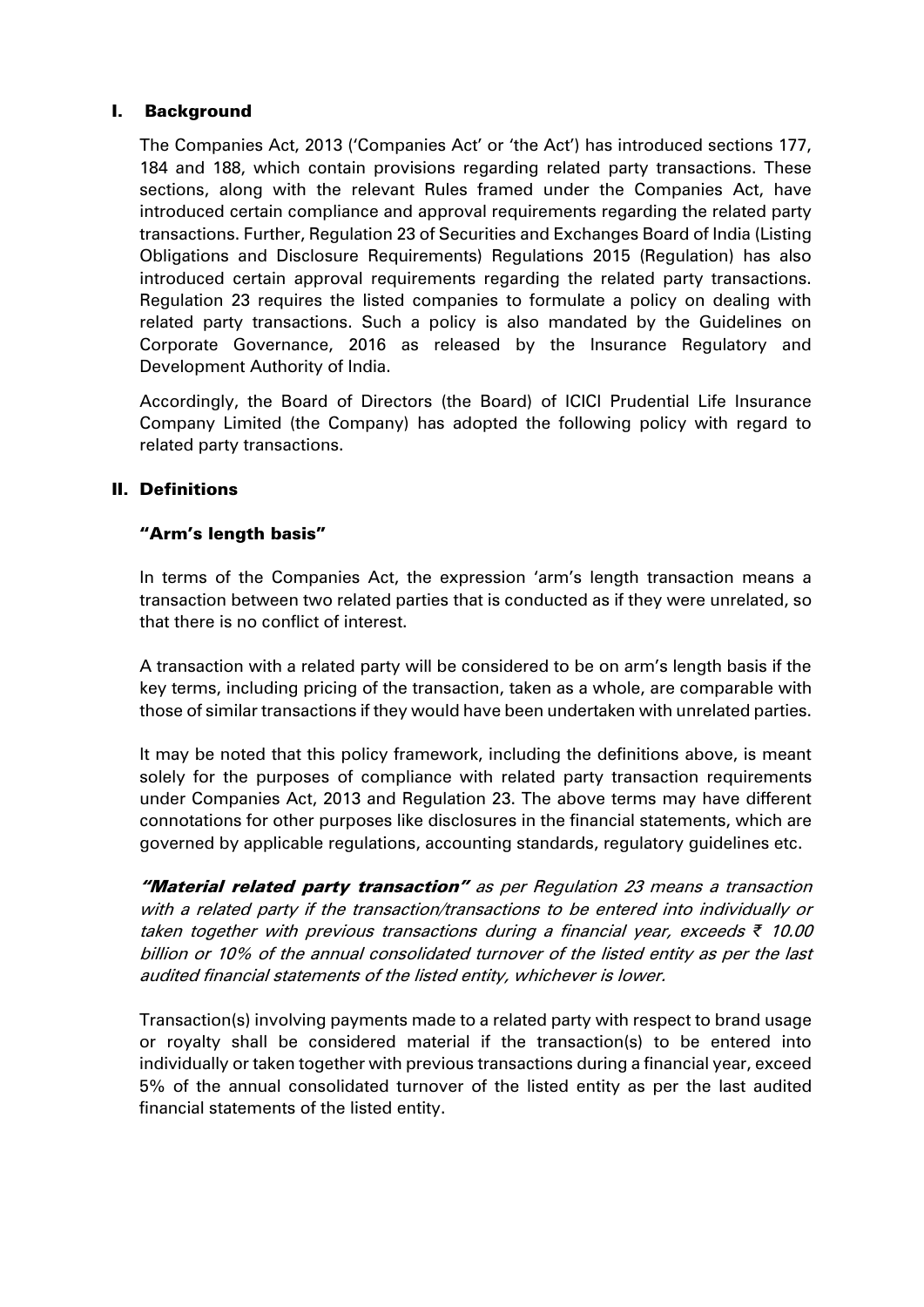## I. Background

The Companies Act, 2013 ('Companies Act' or 'the Act') has introduced sections 177, 184 and 188, which contain provisions regarding related party transactions. These sections, along with the relevant Rules framed under the Companies Act, have introduced certain compliance and approval requirements regarding the related party transactions. Further, Regulation 23 of Securities and Exchanges Board of India (Listing Obligations and Disclosure Requirements) Regulations 2015 (Regulation) has also introduced certain approval requirements regarding the related party transactions. Regulation 23 requires the listed companies to formulate a policy on dealing with related party transactions. Such a policy is also mandated by the Guidelines on Corporate Governance, 2016 as released by the Insurance Regulatory and Development Authority of India.

Accordingly, the Board of Directors (the Board) of ICICI Prudential Life Insurance Company Limited (the Company) has adopted the following policy with regard to related party transactions.

## II. Definitions

### "Arm's length basis"

In terms of the Companies Act, the expression 'arm's length transaction means a transaction between two related parties that is conducted as if they were unrelated, so that there is no conflict of interest.

A transaction with a related party will be considered to be on arm's length basis if the key terms, including pricing of the transaction, taken as a whole, are comparable with those of similar transactions if they would have been undertaken with unrelated parties.

It may be noted that this policy framework, including the definitions above, is meant solely for the purposes of compliance with related party transaction requirements under Companies Act, 2013 and Regulation 23. The above terms may have different connotations for other purposes like disclosures in the financial statements, which are governed by applicable regulations, accounting standards, regulatory guidelines etc.

***"Material related party transaction"*** *as per Regulation 23 means a transaction with a related party if the transaction/transactions to be entered into individually or taken together with previous transactions during a financial year, exceeds ₹ 10.00 billion or 10% of the annual consolidated turnover of the listed entity as per the last audited financial statements of the listed entity, whichever is lower.*

Transaction(s) involving payments made to a related party with respect to brand usage or royalty shall be considered material if the transaction(s) to be entered into individually or taken together with previous transactions during a financial year, exceed 5% of the annual consolidated turnover of the listed entity as per the last audited financial statements of the listed entity.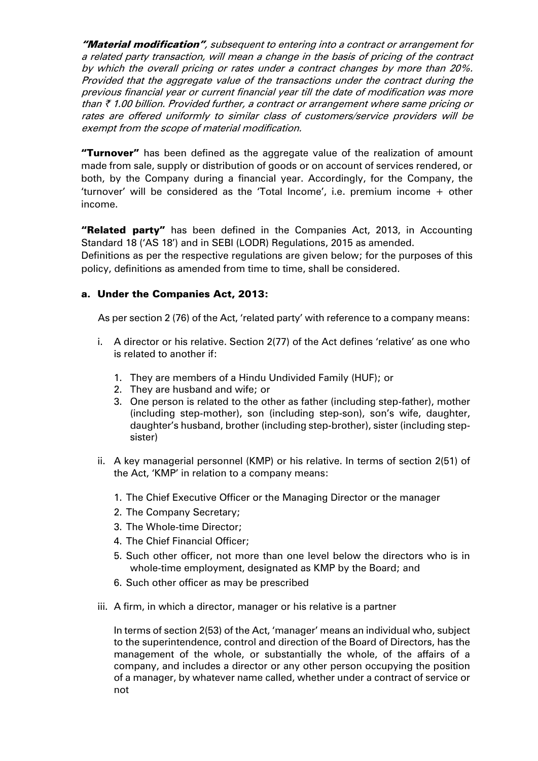***"Material modification"****, subsequent to entering into a contract or arrangement for a related party transaction, will mean a change in the basis of pricing of the contract by which the overall pricing or rates under a contract changes by more than 20%. Provided that the aggregate value of the transactions under the contract during the previous financial year or current financial year till the date of modification was more than ₹ 1.00 billion. Provided further, a contract or arrangement where same pricing or rates are offered uniformly to similar class of customers/service providers will be exempt from the scope of material modification.*

**"Turnover"** has been defined as the aggregate value of the realization of amount made from sale, supply or distribution of goods or on account of services rendered, or both, by the Company during a financial year. Accordingly, for the Company, the 'turnover' will be considered as the 'Total Income', i.e. premium income + other income.

**"Related party"** has been defined in the Companies Act, 2013, in Accounting Standard 18 ('AS 18') and in SEBI (LODR) Regulations, 2015 as amended.
Definitions as per the respective regulations are given below; for the purposes of this policy, definitions as amended from time to time, shall be considered.

### a. Under the Companies Act, 2013:

As per section 2 (76) of the Act, 'related party' with reference to a company means:

i. A director or his relative. Section 2(77) of the Act defines 'relative' as one who is related to another if:

   1. They are members of a Hindu Undivided Family (HUF); or
   2. They are husband and wife; or
   3. One person is related to the other as father (including step-father), mother (including step-mother), son (including step-son), son's wife, daughter, daughter's husband, brother (including step-brother), sister (including step-sister)

ii. A key managerial personnel (KMP) or his relative. In terms of section 2(51) of the Act, 'KMP' in relation to a company means:

   1. The Chief Executive Officer or the Managing Director or the manager
   2. The Company Secretary;
   3. The Whole-time Director;
   4. The Chief Financial Officer;
   5. Such other officer, not more than one level below the directors who is in whole-time employment, designated as KMP by the Board; and
   6. Such other officer as may be prescribed

iii. A firm, in which a director, manager or his relative is a partner

   In terms of section 2(53) of the Act, 'manager' means an individual who, subject to the superintendence, control and direction of the Board of Directors, has the management of the whole, or substantially the whole, of the affairs of a company, and includes a director or any other person occupying the position of a manager, by whatever name called, whether under a contract of service or not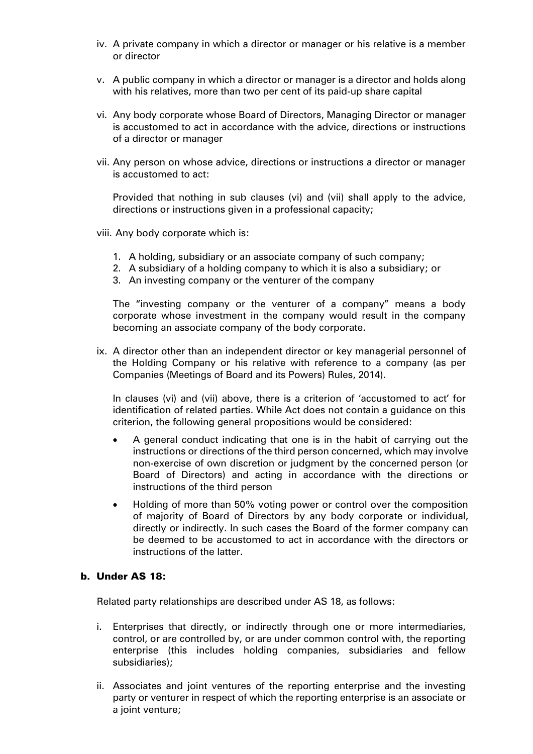iv. A private company in which a director or manager or his relative is a member or director

v. A public company in which a director or manager is a director and holds along with his relatives, more than two per cent of its paid-up share capital

vi. Any body corporate whose Board of Directors, Managing Director or manager is accustomed to act in accordance with the advice, directions or instructions of a director or manager

vii. Any person on whose advice, directions or instructions a director or manager is accustomed to act:

    Provided that nothing in sub clauses (vi) and (vii) shall apply to the advice, directions or instructions given in a professional capacity;

viii. Any body corporate which is:

    1. A holding, subsidiary or an associate company of such company;
    2. A subsidiary of a holding company to which it is also a subsidiary; or
    3. An investing company or the venturer of the company

    The "investing company or the venturer of a company" means a body corporate whose investment in the company would result in the company becoming an associate company of the body corporate.

ix. A director other than an independent director or key managerial personnel of the Holding Company or his relative with reference to a company (as per Companies (Meetings of Board and its Powers) Rules, 2014).

    In clauses (vi) and (vii) above, there is a criterion of 'accustomed to act' for identification of related parties. While Act does not contain a guidance on this criterion, the following general propositions would be considered:

    - A general conduct indicating that one is in the habit of carrying out the instructions or directions of the third person concerned, which may involve non-exercise of own discretion or judgment by the concerned person (or Board of Directors) and acting in accordance with the directions or instructions of the third person
    - Holding of more than 50% voting power or control over the composition of majority of Board of Directors by any body corporate or individual, directly or indirectly. In such cases the Board of the former company can be deemed to be accustomed to act in accordance with the directors or instructions of the latter.

### b. Under AS 18:

Related party relationships are described under AS 18, as follows:

i. Enterprises that directly, or indirectly through one or more intermediaries, control, or are controlled by, or are under common control with, the reporting enterprise (this includes holding companies, subsidiaries and fellow subsidiaries);

ii. Associates and joint ventures of the reporting enterprise and the investing party or venturer in respect of which the reporting enterprise is an associate or a joint venture;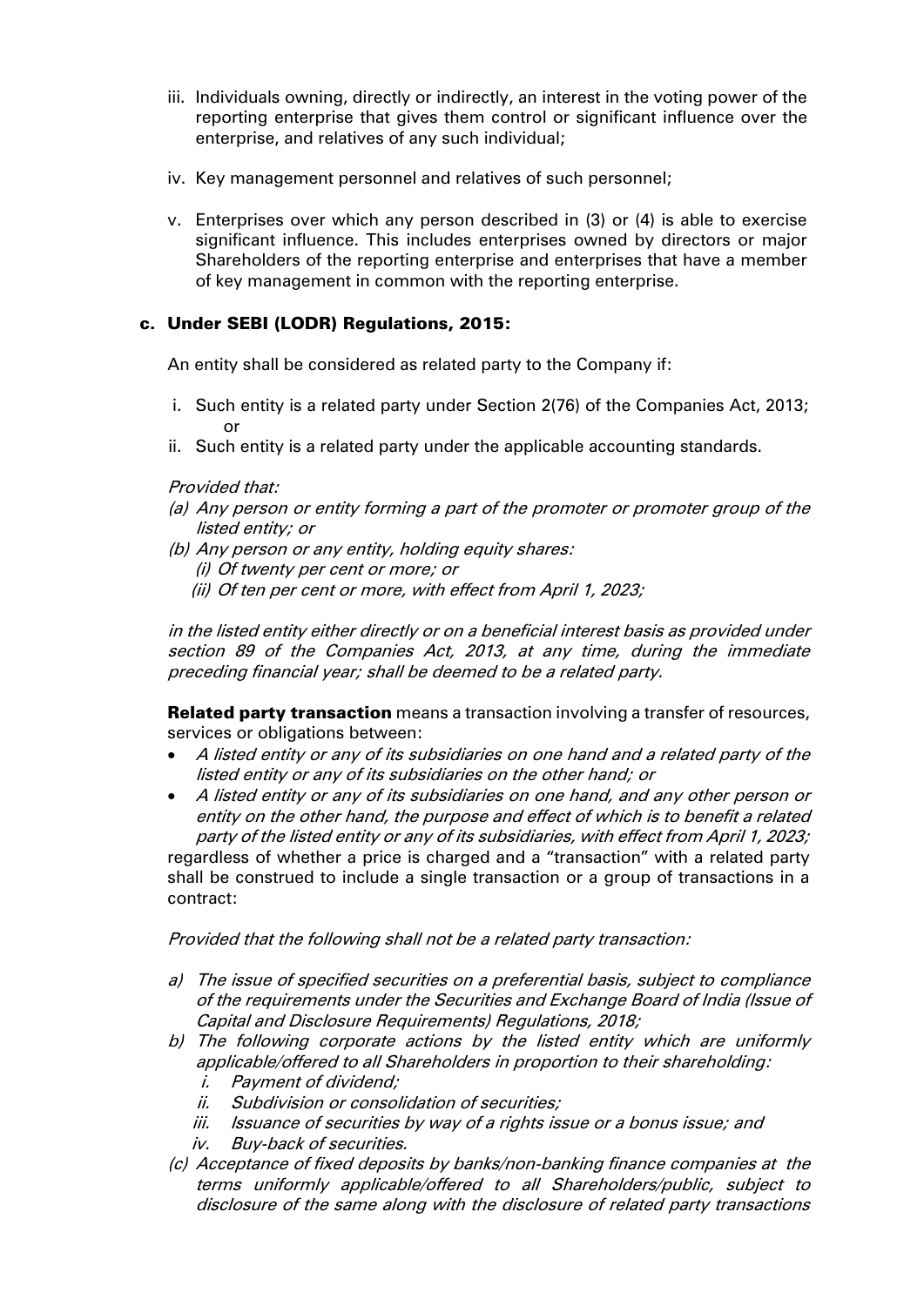iii. Individuals owning, directly or indirectly, an interest in the voting power of the reporting enterprise that gives them control or significant influence over the enterprise, and relatives of any such individual;

iv. Key management personnel and relatives of such personnel;

v. Enterprises over which any person described in (3) or (4) is able to exercise significant influence. This includes enterprises owned by directors or major Shareholders of the reporting enterprise and enterprises that have a member of key management in common with the reporting enterprise.

### c. Under SEBI (LODR) Regulations, 2015:

An entity shall be considered as related party to the Company if:

i. Such entity is a related party under Section 2(76) of the Companies Act, 2013; or
ii. Such entity is a related party under the applicable accounting standards.

*Provided that:*

*(a) Any person or entity forming a part of the promoter or promoter group of the listed entity; or*
*(b) Any person or any entity, holding equity shares:*
*(i) Of twenty per cent or more; or*
*(ii) Of ten per cent or more, with effect from April 1, 2023;*

*in the listed entity either directly or on a beneficial interest basis as provided under section 89 of the Companies Act, 2013, at any time, during the immediate preceding financial year; shall be deemed to be a related party.*

**Related party transaction** means a transaction involving a transfer of resources, services or obligations between:

- *A listed entity or any of its subsidiaries on one hand and a related party of the listed entity or any of its subsidiaries on the other hand; or*
- *A listed entity or any of its subsidiaries on one hand, and any other person or entity on the other hand, the purpose and effect of which is to benefit a related party of the listed entity or any of its subsidiaries, with effect from April 1, 2023;*

regardless of whether a price is charged and a "transaction" with a related party shall be construed to include a single transaction or a group of transactions in a contract:

*Provided that the following shall not be a related party transaction:*

*a) The issue of specified securities on a preferential basis, subject to compliance of the requirements under the Securities and Exchange Board of India (Issue of Capital and Disclosure Requirements) Regulations, 2018;*
*b) The following corporate actions by the listed entity which are uniformly applicable/offered to all Shareholders in proportion to their shareholding:*
*i. Payment of dividend;*
*ii. Subdivision or consolidation of securities;*
*iii. Issuance of securities by way of a rights issue or a bonus issue; and*
*iv. Buy-back of securities.*
*(c) Acceptance of fixed deposits by banks/non-banking finance companies at the terms uniformly applicable/offered to all Shareholders/public, subject to disclosure of the same along with the disclosure of related party transactions*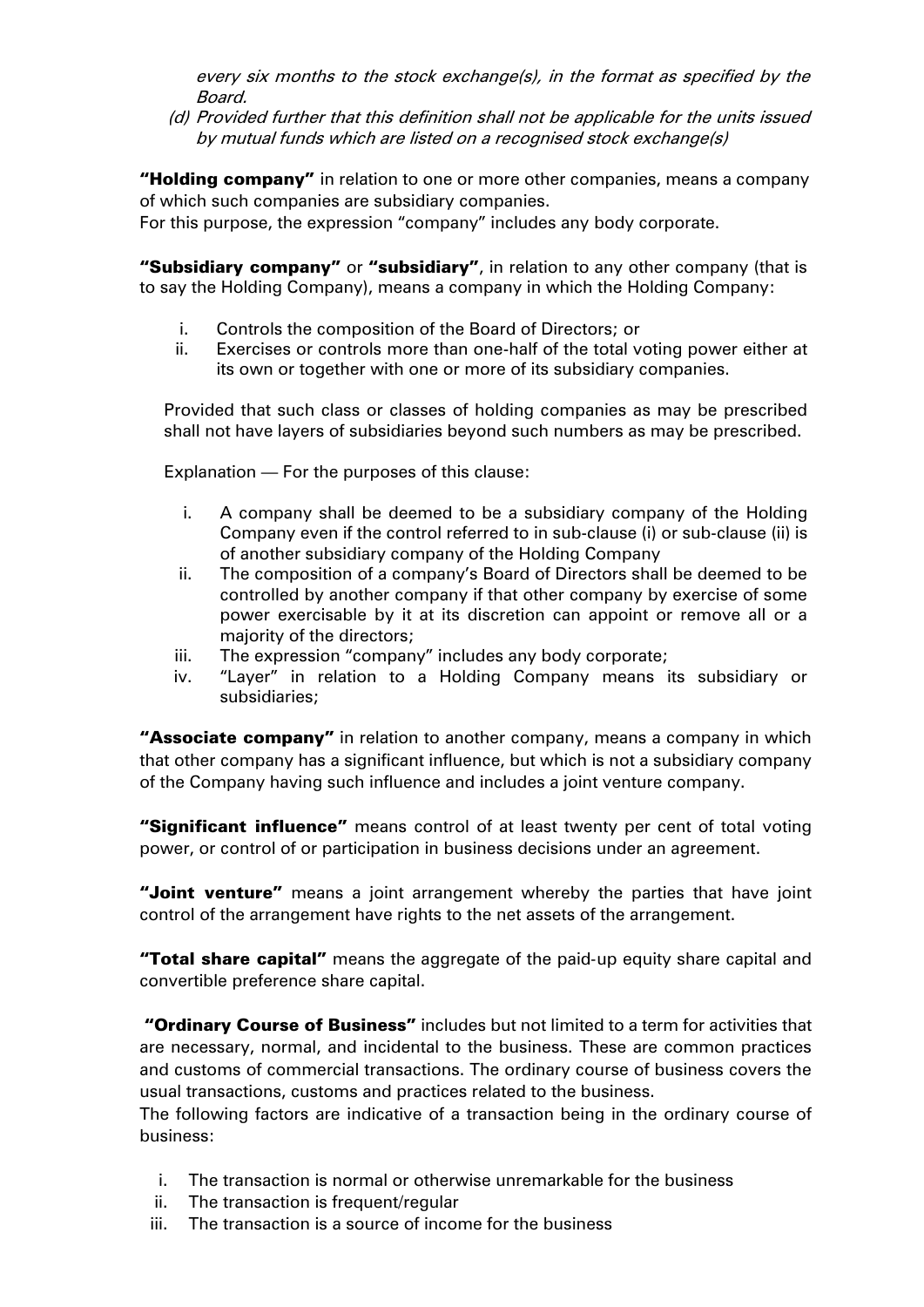*every six months to the stock exchange(s), in the format as specified by the Board.*

*(d) Provided further that this definition shall not be applicable for the units issued by mutual funds which are listed on a recognised stock exchange(s)*

**"Holding company"** in relation to one or more other companies, means a company of which such companies are subsidiary companies.
For this purpose, the expression "company" includes any body corporate.

**"Subsidiary company"** or **"subsidiary"**, in relation to any other company (that is to say the Holding Company), means a company in which the Holding Company:

i. Controls the composition of the Board of Directors; or
ii. Exercises or controls more than one-half of the total voting power either at its own or together with one or more of its subsidiary companies.

Provided that such class or classes of holding companies as may be prescribed shall not have layers of subsidiaries beyond such numbers as may be prescribed.

Explanation — For the purposes of this clause:

i. A company shall be deemed to be a subsidiary company of the Holding Company even if the control referred to in sub-clause (i) or sub-clause (ii) is of another subsidiary company of the Holding Company
ii. The composition of a company's Board of Directors shall be deemed to be controlled by another company if that other company by exercise of some power exercisable by it at its discretion can appoint or remove all or a majority of the directors;
iii. The expression "company" includes any body corporate;
iv. "Layer" in relation to a Holding Company means its subsidiary or subsidiaries;

**"Associate company"** in relation to another company, means a company in which that other company has a significant influence, but which is not a subsidiary company of the Company having such influence and includes a joint venture company.

**"Significant influence"** means control of at least twenty per cent of total voting power, or control of or participation in business decisions under an agreement.

**"Joint venture"** means a joint arrangement whereby the parties that have joint control of the arrangement have rights to the net assets of the arrangement.

**"Total share capital"** means the aggregate of the paid-up equity share capital and convertible preference share capital.

**"Ordinary Course of Business"** includes but not limited to a term for activities that are necessary, normal, and incidental to the business. These are common practices and customs of commercial transactions. The ordinary course of business covers the usual transactions, customs and practices related to the business.
The following factors are indicative of a transaction being in the ordinary course of business:

i. The transaction is normal or otherwise unremarkable for the business
ii. The transaction is frequent/regular
iii. The transaction is a source of income for the business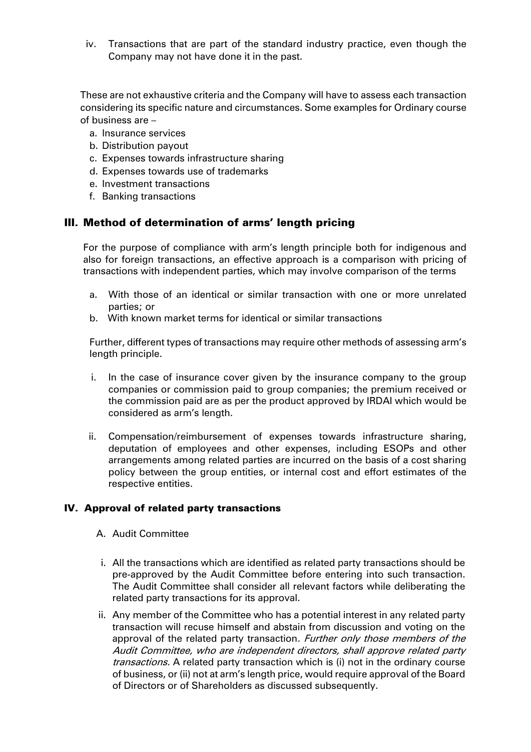iv. Transactions that are part of the standard industry practice, even though the Company may not have done it in the past.

These are not exhaustive criteria and the Company will have to assess each transaction considering its specific nature and circumstances. Some examples for Ordinary course of business are –

a. Insurance services
b. Distribution payout
c. Expenses towards infrastructure sharing
d. Expenses towards use of trademarks
e. Investment transactions
f. Banking transactions

## III. Method of determination of arms' length pricing

For the purpose of compliance with arm's length principle both for indigenous and also for foreign transactions, an effective approach is a comparison with pricing of transactions with independent parties, which may involve comparison of the terms

a. With those of an identical or similar transaction with one or more unrelated parties; or
b. With known market terms for identical or similar transactions

Further, different types of transactions may require other methods of assessing arm's length principle.

i. In the case of insurance cover given by the insurance company to the group companies or commission paid to group companies; the premium received or the commission paid are as per the product approved by IRDAI which would be considered as arm's length.

ii. Compensation/reimbursement of expenses towards infrastructure sharing, deputation of employees and other expenses, including ESOPs and other arrangements among related parties are incurred on the basis of a cost sharing policy between the group entities, or internal cost and effort estimates of the respective entities.

## IV. Approval of related party transactions

A. Audit Committee

i. All the transactions which are identified as related party transactions should be pre-approved by the Audit Committee before entering into such transaction. The Audit Committee shall consider all relevant factors while deliberating the related party transactions for its approval.

ii. Any member of the Committee who has a potential interest in any related party transaction will recuse himself and abstain from discussion and voting on the approval of the related party transaction*. Further only those members of the Audit Committee, who are independent directors, shall approve related party transactions.* A related party transaction which is (i) not in the ordinary course of business, or (ii) not at arm's length price, would require approval of the Board of Directors or of Shareholders as discussed subsequently.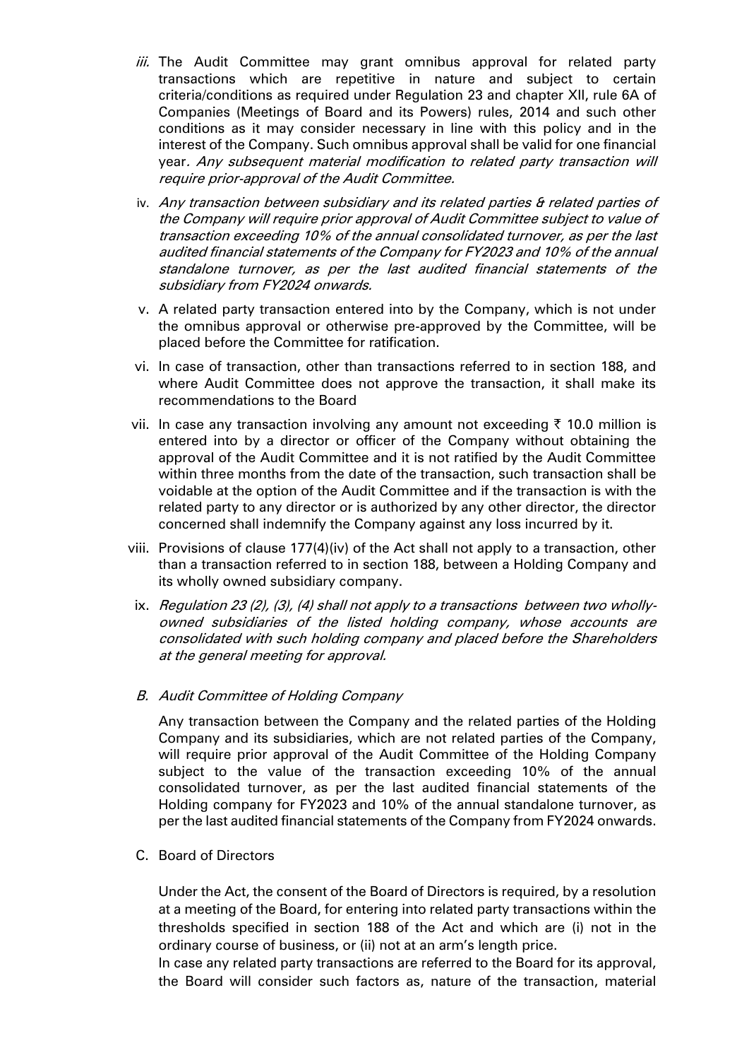*iii.* The Audit Committee may grant omnibus approval for related party transactions which are repetitive in nature and subject to certain criteria/conditions as required under Regulation 23 and chapter XII, rule 6A of Companies (Meetings of Board and its Powers) rules, 2014 and such other conditions as it may consider necessary in line with this policy and in the interest of the Company. Such omnibus approval shall be valid for one financial year*. Any subsequent material modification to related party transaction will require prior-approval of the Audit Committee.*

iv. *Any transaction between subsidiary and its related parties & related parties of the Company will require prior approval of Audit Committee subject to value of transaction exceeding 10% of the annual consolidated turnover, as per the last audited financial statements of the Company for FY2023 and 10% of the annual standalone turnover, as per the last audited financial statements of the subsidiary from FY2024 onwards.*

v. A related party transaction entered into by the Company, which is not under the omnibus approval or otherwise pre-approved by the Committee, will be placed before the Committee for ratification.

vi. In case of transaction, other than transactions referred to in section 188, and where Audit Committee does not approve the transaction, it shall make its recommendations to the Board

vii. In case any transaction involving any amount not exceeding ₹ 10.0 million is entered into by a director or officer of the Company without obtaining the approval of the Audit Committee and it is not ratified by the Audit Committee within three months from the date of the transaction, such transaction shall be voidable at the option of the Audit Committee and if the transaction is with the related party to any director or is authorized by any other director, the director concerned shall indemnify the Company against any loss incurred by it.

viii. Provisions of clause 177(4)(iv) of the Act shall not apply to a transaction, other than a transaction referred to in section 188, between a Holding Company and its wholly owned subsidiary company.

ix. *Regulation 23 (2), (3), (4) shall not apply to a transactions between two wholly-owned subsidiaries of the listed holding company, whose accounts are consolidated with such holding company and placed before the Shareholders at the general meeting for approval.*

*B. Audit Committee of Holding Company*

Any transaction between the Company and the related parties of the Holding Company and its subsidiaries, which are not related parties of the Company, will require prior approval of the Audit Committee of the Holding Company subject to the value of the transaction exceeding 10% of the annual consolidated turnover, as per the last audited financial statements of the Holding company for FY2023 and 10% of the annual standalone turnover, as per the last audited financial statements of the Company from FY2024 onwards.

C. Board of Directors

Under the Act, the consent of the Board of Directors is required, by a resolution at a meeting of the Board, for entering into related party transactions within the thresholds specified in section 188 of the Act and which are (i) not in the ordinary course of business, or (ii) not at an arm's length price.

In case any related party transactions are referred to the Board for its approval, the Board will consider such factors as, nature of the transaction, material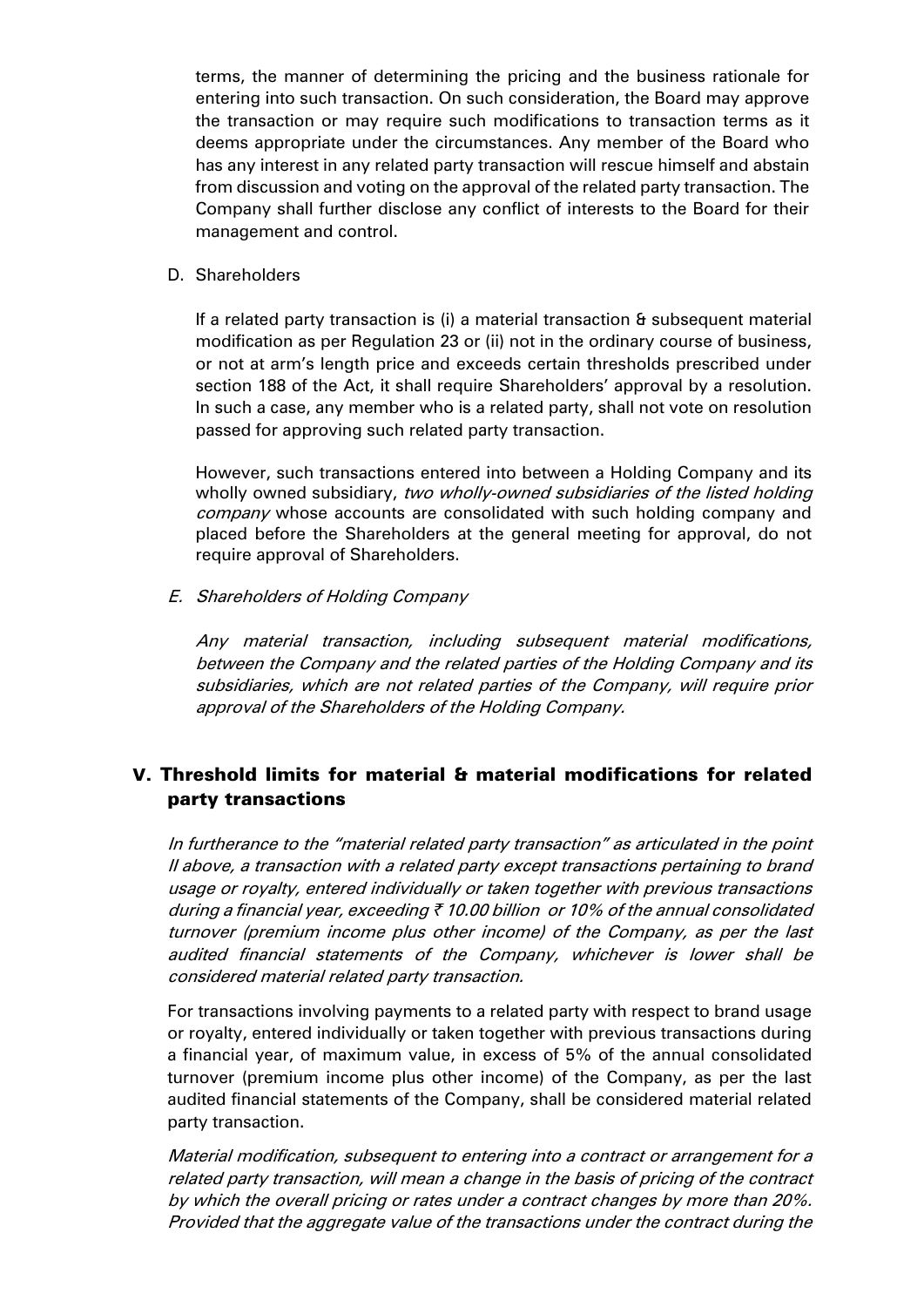terms, the manner of determining the pricing and the business rationale for entering into such transaction. On such consideration, the Board may approve the transaction or may require such modifications to transaction terms as it deems appropriate under the circumstances. Any member of the Board who has any interest in any related party transaction will rescue himself and abstain from discussion and voting on the approval of the related party transaction. The Company shall further disclose any conflict of interests to the Board for their management and control.

D. Shareholders

If a related party transaction is (i) a material transaction & subsequent material modification as per Regulation 23 or (ii) not in the ordinary course of business, or not at arm's length price and exceeds certain thresholds prescribed under section 188 of the Act, it shall require Shareholders' approval by a resolution. In such a case, any member who is a related party, shall not vote on resolution passed for approving such related party transaction.

However, such transactions entered into between a Holding Company and its wholly owned subsidiary, *two wholly-owned subsidiaries of the listed holding company* whose accounts are consolidated with such holding company and placed before the Shareholders at the general meeting for approval, do not require approval of Shareholders.

*E. Shareholders of Holding Company*

*Any material transaction, including subsequent material modifications, between the Company and the related parties of the Holding Company and its subsidiaries, which are not related parties of the Company, will require prior approval of the Shareholders of the Holding Company.*

## V. Threshold limits for material & material modifications for related party transactions

*In furtherance to the "material related party transaction" as articulated in the point II above, a transaction with a related party except transactions pertaining to brand usage or royalty, entered individually or taken together with previous transactions during a financial year, exceeding ₹ 10.00 billion or 10% of the annual consolidated turnover (premium income plus other income) of the Company, as per the last audited financial statements of the Company, whichever is lower shall be considered material related party transaction.*

For transactions involving payments to a related party with respect to brand usage or royalty, entered individually or taken together with previous transactions during a financial year, of maximum value, in excess of 5% of the annual consolidated turnover (premium income plus other income) of the Company, as per the last audited financial statements of the Company, shall be considered material related party transaction.

*Material modification, subsequent to entering into a contract or arrangement for a related party transaction, will mean a change in the basis of pricing of the contract by which the overall pricing or rates under a contract changes by more than 20%. Provided that the aggregate value of the transactions under the contract during the*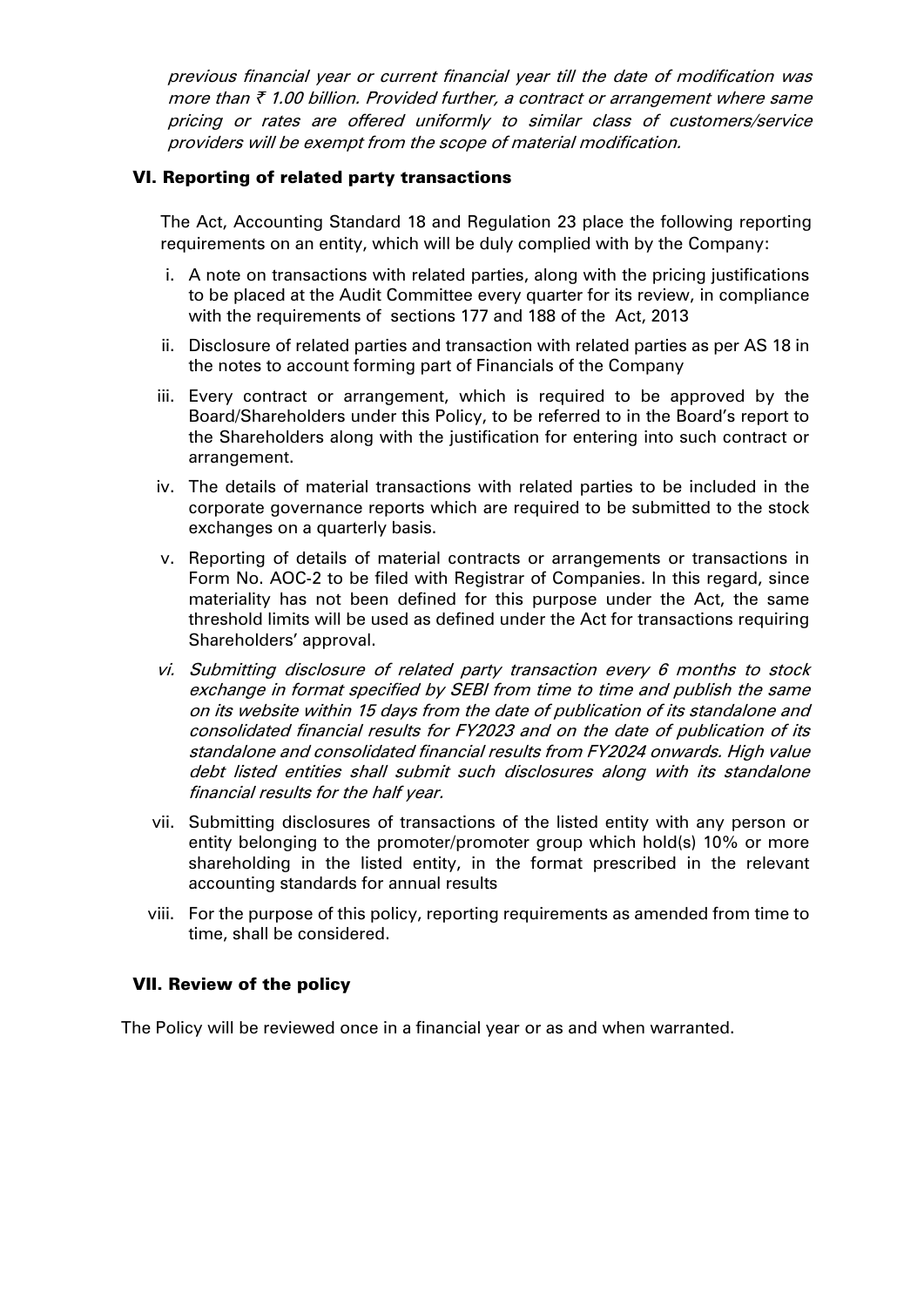*previous financial year or current financial year till the date of modification was more than ₹ 1.00 billion. Provided further, a contract or arrangement where same pricing or rates are offered uniformly to similar class of customers/service providers will be exempt from the scope of material modification.*

## VI. Reporting of related party transactions

The Act, Accounting Standard 18 and Regulation 23 place the following reporting requirements on an entity, which will be duly complied with by the Company:

i. A note on transactions with related parties, along with the pricing justifications to be placed at the Audit Committee every quarter for its review, in compliance with the requirements of sections 177 and 188 of the Act, 2013

ii. Disclosure of related parties and transaction with related parties as per AS 18 in the notes to account forming part of Financials of the Company

iii. Every contract or arrangement, which is required to be approved by the Board/Shareholders under this Policy, to be referred to in the Board's report to the Shareholders along with the justification for entering into such contract or arrangement.

iv. The details of material transactions with related parties to be included in the corporate governance reports which are required to be submitted to the stock exchanges on a quarterly basis.

v. Reporting of details of material contracts or arrangements or transactions in Form No. AOC-2 to be filed with Registrar of Companies. In this regard, since materiality has not been defined for this purpose under the Act, the same threshold limits will be used as defined under the Act for transactions requiring Shareholders' approval.

*vi. Submitting disclosure of related party transaction every 6 months to stock exchange in format specified by SEBI from time to time and publish the same on its website within 15 days from the date of publication of its standalone and consolidated financial results for FY2023 and on the date of publication of its standalone and consolidated financial results from FY2024 onwards. High value debt listed entities shall submit such disclosures along with its standalone financial results for the half year.*

vii. Submitting disclosures of transactions of the listed entity with any person or entity belonging to the promoter/promoter group which hold(s) 10% or more shareholding in the listed entity, in the format prescribed in the relevant accounting standards for annual results

viii. For the purpose of this policy, reporting requirements as amended from time to time, shall be considered.

## VII. Review of the policy

The Policy will be reviewed once in a financial year or as and when warranted.